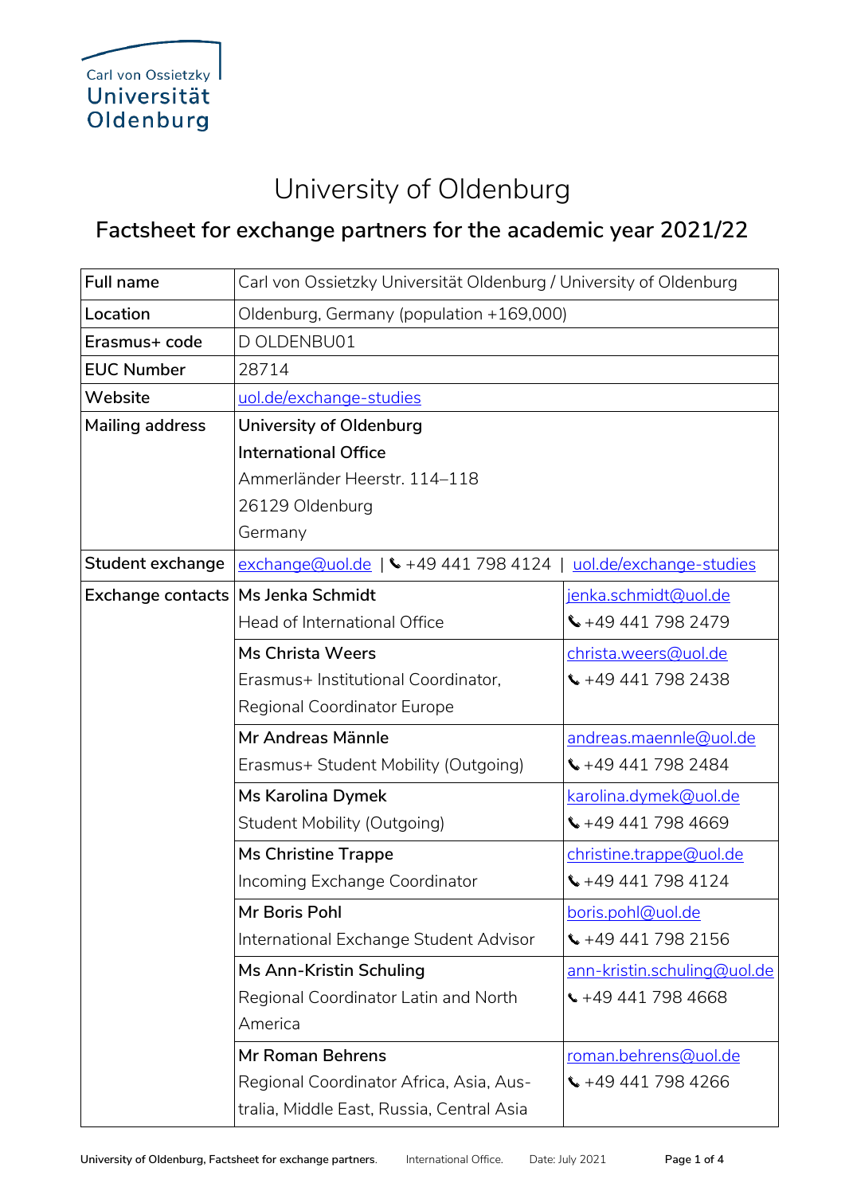Carl von Ossietzky
Universität
Oldenburg

# University of Oldenburg

## Factsheet for exchange partners for the academic year 2021/22

| | | |
|---|---|---|
| **Full name** | Carl von Ossietzky Universität Oldenburg / University of Oldenburg | |
| **Location** | Oldenburg, Germany (population +169,000) | |
| **Erasmus+ code** | D OLDENBU01 | |
| **EUC Number** | 28714 | |
| **Website** | uol.de/exchange-studies | |
| **Mailing address** | **University of Oldenburg**<br>**International Office**<br>Ammerländer Heerstr. 114–118<br>26129 Oldenburg<br>Germany | |
| **Student exchange** | exchange@uol.de \| ✆ +49 441 798 4124 \| uol.de/exchange-studies | |
| **Exchange contacts** | **Ms Jenka Schmidt**<br>Head of International Office | jenka.schmidt@uol.de<br>✆ +49 441 798 2479 |
| | **Ms Christa Weers**<br>Erasmus+ Institutional Coordinator, Regional Coordinator Europe | christa.weers@uol.de<br>✆ +49 441 798 2438 |
| | **Mr Andreas Männle**<br>Erasmus+ Student Mobility (Outgoing) | andreas.maennle@uol.de<br>✆ +49 441 798 2484 |
| | **Ms Karolina Dymek**<br>Student Mobility (Outgoing) | karolina.dymek@uol.de<br>✆ +49 441 798 4669 |
| | **Ms Christine Trappe**<br>Incoming Exchange Coordinator | christine.trappe@uol.de<br>✆ +49 441 798 4124 |
| | **Mr Boris Pohl**<br>International Exchange Student Advisor | boris.pohl@uol.de<br>✆ +49 441 798 2156 |
| | **Ms Ann-Kristin Schuling**<br>Regional Coordinator Latin and North America | ann-kristin.schuling@uol.de<br>✆ +49 441 798 4668 |
| | **Mr Roman Behrens**<br>Regional Coordinator Africa, Asia, Australia, Middle East, Russia, Central Asia | roman.behrens@uol.de<br>✆ +49 441 798 4266 |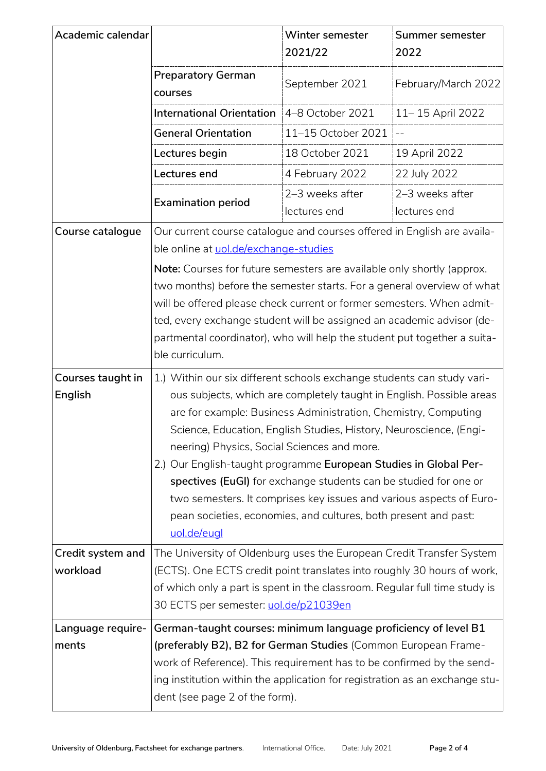| Academic calendar | | Winter semester 2021/22 | Summer semester 2022 |
|---|---|---|---|
| | **Preparatory German courses** | September 2021 | February/March 2022 |
| | **International Orientation** | 4–8 October 2021 | 11– 15 April 2022 |
| | **General Orientation** | 11–15 October 2021 | -- |
| | **Lectures begin** | 18 October 2021 | 19 April 2022 |
| | **Lectures end** | 4 February 2022 | 22 July 2022 |
| | **Examination period** | 2–3 weeks after lectures end | 2–3 weeks after lectures end |
| **Course catalogue** | Our current course catalogue and courses offered in English are available online at uol.de/exchange-studies<br>**Note:** Courses for future semesters are available only shortly (approx. two months) before the semester starts. For a general overview of what will be offered please check current or former semesters. When admitted, every exchange student will be assigned an academic advisor (departmental coordinator), who will help the student put together a suitable curriculum. | | |
| **Courses taught in English** | 1.) Within our six different schools exchange students can study various subjects, which are completely taught in English. Possible areas are for example: Business Administration, Chemistry, Computing Science, Education, English Studies, History, Neuroscience, (Engineering) Physics, Social Sciences and more.<br>2.) Our English-taught programme **European Studies in Global Perspectives (EuGl)** for exchange students can be studied for one or two semesters. It comprises key issues and various aspects of European societies, economies, and cultures, both present and past: uol.de/eugl | | |
| **Credit system and workload** | The University of Oldenburg uses the European Credit Transfer System (ECTS). One ECTS credit point translates into roughly 30 hours of work, of which only a part is spent in the classroom. Regular full time study is 30 ECTS per semester: uol.de/p21039en | | |
| **Language requirements** | **German-taught courses: minimum language proficiency of level B1 (preferably B2), B2 for German Studies** (Common European Framework of Reference). This requirement has to be confirmed by the sending institution within the application for registration as an exchange student (see page 2 of the form). | | |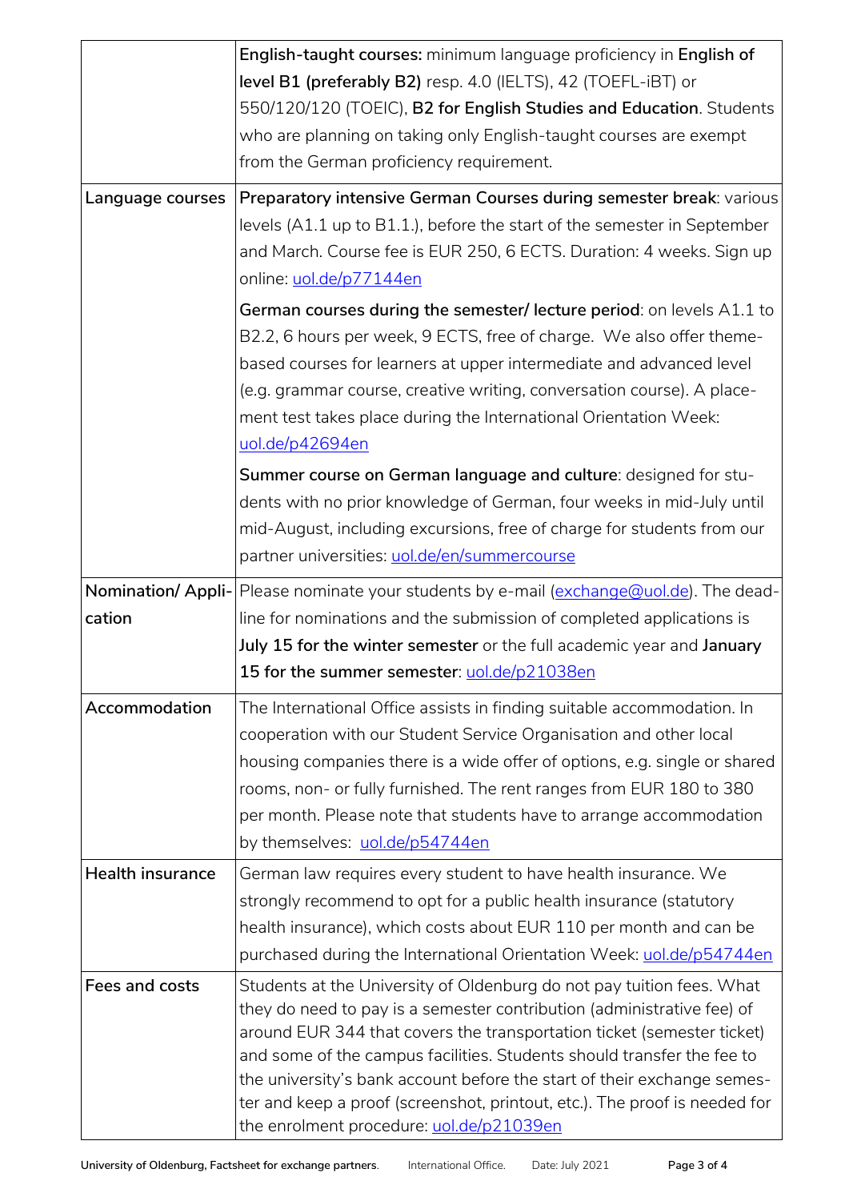| | |
|---|---|
| | **English-taught courses:** minimum language proficiency in **English of level B1 (preferably B2)** resp. 4.0 (IELTS), 42 (TOEFL-iBT) or 550/120/120 (TOEIC), **B2 for English Studies and Education**. Students who are planning on taking only English-taught courses are exempt from the German proficiency requirement. |
| **Language courses** | **Preparatory intensive German Courses during semester break**: various levels (A1.1 up to B1.1.), before the start of the semester in September and March. Course fee is EUR 250, 6 ECTS. Duration: 4 weeks. Sign up online: uol.de/p77144en<br><br>**German courses during the semester/ lecture period**: on levels A1.1 to B2.2, 6 hours per week, 9 ECTS, free of charge. We also offer theme-based courses for learners at upper intermediate and advanced level (e.g. grammar course, creative writing, conversation course). A placement test takes place during the International Orientation Week: uol.de/p42694en<br><br>**Summer course on German language and culture**: designed for students with no prior knowledge of German, four weeks in mid-July until mid-August, including excursions, free of charge for students from our partner universities: uol.de/en/summercourse |
| **Nomination/ Application** | Please nominate your students by e-mail (exchange@uol.de). The deadline for nominations and the submission of completed applications is **July 15 for the winter semester** or the full academic year and **January 15 for the summer semester**: uol.de/p21038en |
| **Accommodation** | The International Office assists in finding suitable accommodation. In cooperation with our Student Service Organisation and other local housing companies there is a wide offer of options, e.g. single or shared rooms, non- or fully furnished. The rent ranges from EUR 180 to 380 per month. Please note that students have to arrange accommodation by themselves: uol.de/p54744en |
| **Health insurance** | German law requires every student to have health insurance. We strongly recommend to opt for a public health insurance (statutory health insurance), which costs about EUR 110 per month and can be purchased during the International Orientation Week: uol.de/p54744en |
| **Fees and costs** | Students at the University of Oldenburg do not pay tuition fees. What they do need to pay is a semester contribution (administrative fee) of around EUR 344 that covers the transportation ticket (semester ticket) and some of the campus facilities. Students should transfer the fee to the university's bank account before the start of their exchange semester and keep a proof (screenshot, printout, etc.). The proof is needed for the enrolment procedure: uol.de/p21039en |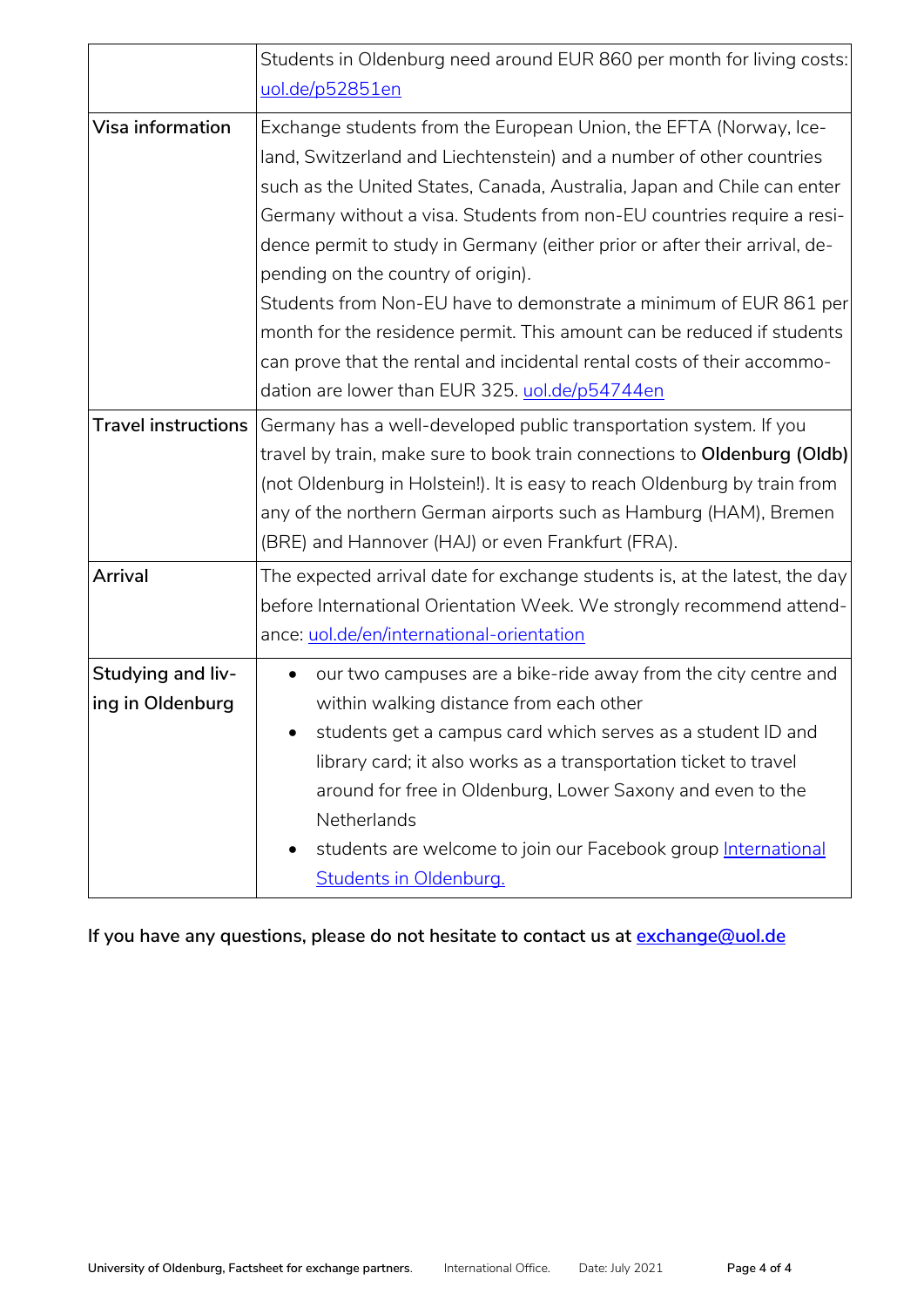| | |
|---|---|
| | Students in Oldenburg need around EUR 860 per month for living costs: [uol.de/p52851en](uol.de/p52851en) |
| **Visa information** | Exchange students from the European Union, the EFTA (Norway, Iceland, Switzerland and Liechtenstein) and a number of other countries such as the United States, Canada, Australia, Japan and Chile can enter Germany without a visa. Students from non-EU countries require a residence permit to study in Germany (either prior or after their arrival, depending on the country of origin).<br>Students from Non-EU have to demonstrate a minimum of EUR 861 per month for the residence permit. This amount can be reduced if students can prove that the rental and incidental rental costs of their accommodation are lower than EUR 325. [uol.de/p54744en](uol.de/p54744en) |
| **Travel instructions** | Germany has a well-developed public transportation system. If you travel by train, make sure to book train connections to **Oldenburg (Oldb)** (not Oldenburg in Holstein!). It is easy to reach Oldenburg by train from any of the northern German airports such as Hamburg (HAM), Bremen (BRE) and Hannover (HAJ) or even Frankfurt (FRA). |
| **Arrival** | The expected arrival date for exchange students is, at the latest, the day before International Orientation Week. We strongly recommend attendance: [uol.de/en/international-orientation](uol.de/en/international-orientation) |
| **Studying and living in Oldenburg** | • our two campuses are a bike-ride away from the city centre and within walking distance from each other<br>• students get a campus card which serves as a student ID and library card; it also works as a transportation ticket to travel around for free in Oldenburg, Lower Saxony and even to the Netherlands<br>• students are welcome to join our Facebook group International Students in Oldenburg. |

**If you have any questions, please do not hesitate to contact us at [exchange@uol.de](mailto:exchange@uol.de)**